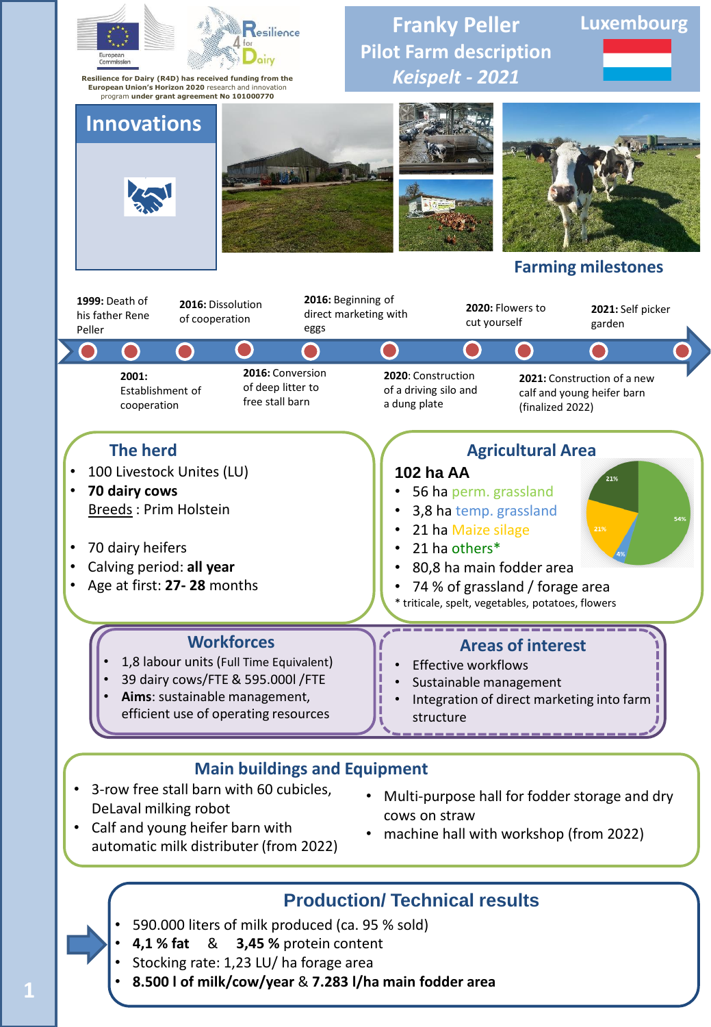European Commission

Resilience for Dairy

Resilience for Dairy (R4D) has received funding from the European Union's Horizon 2020 research and innovation program under grant agreement No 101000770

# Franky Peller

## Pilot Farm description

*Keispelt - 2021*

**Luxembourg**

## Innovations

## Farming milestones

- **1999:** Death of his father Rene Peller
- **2001:** Establishment of cooperation
- **2016:** Dissolution of cooperation
- **2016:** Conversion of deep litter to free stall barn
- **2016:** Beginning of direct marketing with eggs
- **2020**: Construction of a driving silo and a dung plate
- **2020:** Flowers to cut yourself
- **2021:** Construction of a new calf and young heifer barn (finalized 2022)
- **2021:** Self picker garden

## The herd

- 100 Livestock Unites (LU)
- **70 dairy cows**
  Breeds : Prim Holstein
- 70 dairy heifers
- Calving period: **all year**
- Age at first: **27- 28** months

## Agricultural Area

**102 ha AA**

- 56 ha perm. grassland
- 3,8 ha temp. grassland
- 21 ha Maize silage
- 21 ha others*
- 80,8 ha main fodder area
- 74 % of grassland / forage area

\* triticale, spelt, vegetables, potatoes, flowers

(Pie chart: 54%, 4%, 21%, 21%)

## Workforces

- 1,8 labour units (Full Time Equivalent)
- 39 dairy cows/FTE & 595.000l /FTE
- **Aims**: sustainable management, efficient use of operating resources

## Areas of interest

- Effective workflows
- Sustainable management
- Integration of direct marketing into farm structure

## Main buildings and Equipment

- 3-row free stall barn with 60 cubicles, DeLaval milking robot
- Calf and young heifer barn with automatic milk distributer (from 2022)
- Multi-purpose hall for fodder storage and dry cows on straw
- machine hall with workshop (from 2022)

## Production/ Technical results

- 590.000 liters of milk produced (ca. 95 % sold)
- **4,1 % fat** & **3,45 %** protein content
- Stocking rate: 1,23 LU/ ha forage area
- **8.500 l of milk/cow/year** & **7.283 l/ha main fodder area**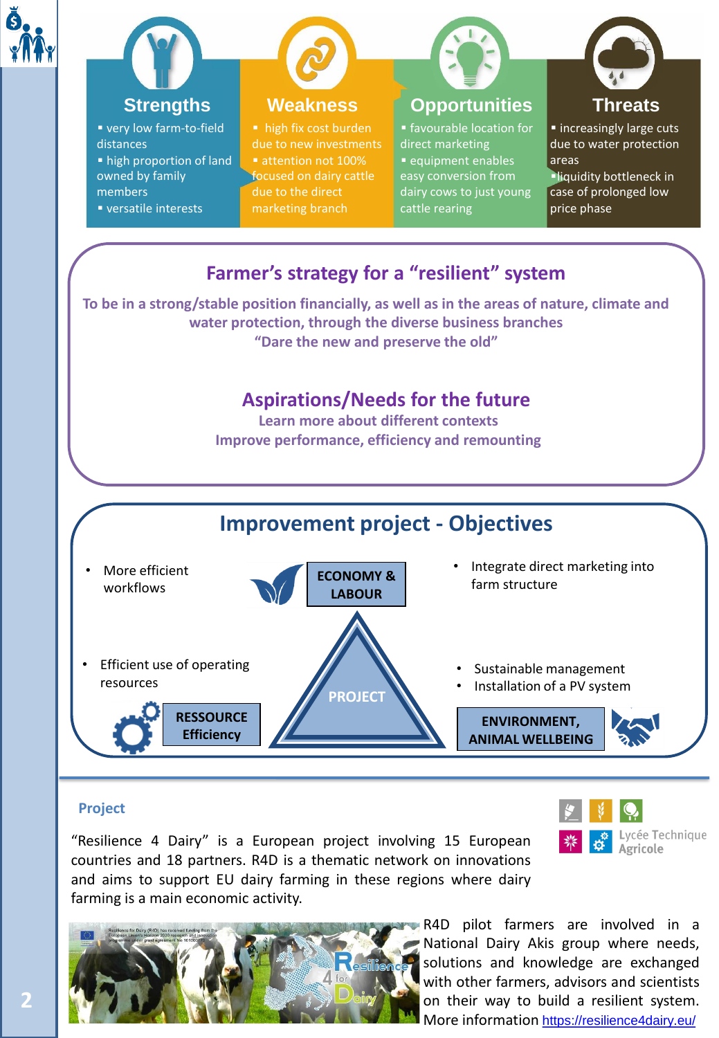## Strengths

- very low farm-to-field distances
- high proportion of land owned by family members
- versatile interests

## Weakness

- high fix cost burden due to new investments
- attention not 100% focused on dairy cattle due to the direct marketing branch

## Opportunities

- favourable location for direct marketing
- equipment enables easy conversion from dairy cows to just young cattle rearing

## Threats

- increasingly large cuts due to water protection areas
- liquidity bottleneck in case of prolonged low price phase

## Farmer's strategy for a "resilient" system

**To be in a strong/stable position financially, as well as in the areas of nature, climate and water protection, through the diverse business branches**

**"Dare the new and preserve the old"**

## Aspirations/Needs for the future

**Learn more about different contexts**

**Improve performance, efficiency and remounting**

## Improvement project - Objectives

**ECONOMY & LABOUR**

- More efficient workflows
- Integrate direct marketing into farm structure

**PROJECT**

**RESSOURCE Efficiency**

- Efficient use of operating resources

**ENVIRONMENT, ANIMAL WELLBEING**

- Sustainable management
- Installation of a PV system

### Project

"Resilience 4 Dairy" is a European project involving 15 European countries and 18 partners. R4D is a thematic network on innovations and aims to support EU dairy farming in these regions where dairy farming is a main economic activity.

Lycée Technique Agricole

R4D pilot farmers are involved in a National Dairy Akis group where needs, solutions and knowledge are exchanged with other farmers, advisors and scientists on their way to build a resilient system. More information https://resilience4dairy.eu/